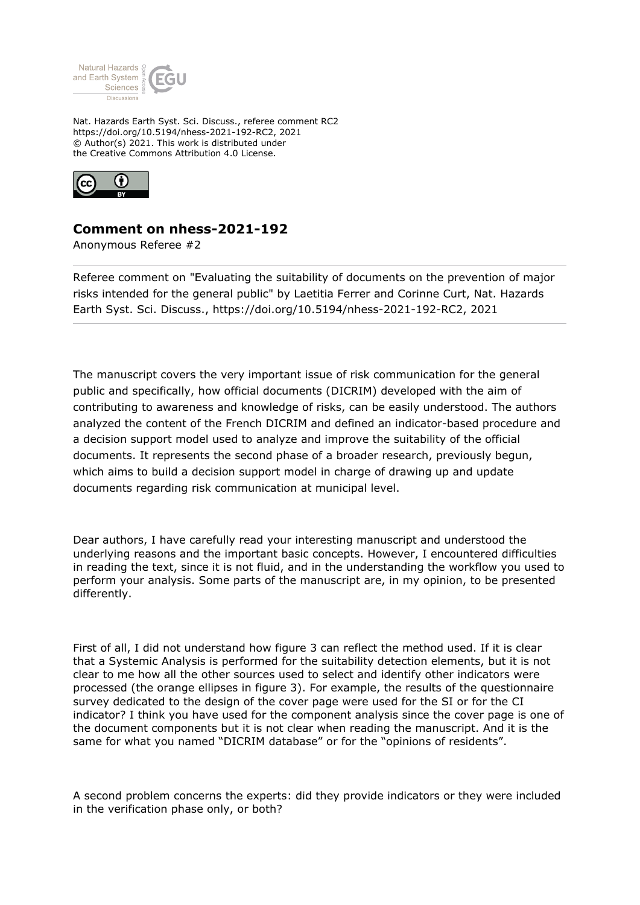Nat. Hazards Earth Syst. Sci. Discuss., referee comment RC2
https://doi.org/10.5194/nhess-2021-192-RC2, 2021
© Author(s) 2021. This work is distributed under
the Creative Commons Attribution 4.0 License.

## Comment on nhess-2021-192

Anonymous Referee #2

Referee comment on "Evaluating the suitability of documents on the prevention of major risks intended for the general public" by Laetitia Ferrer and Corinne Curt, Nat. Hazards Earth Syst. Sci. Discuss., https://doi.org/10.5194/nhess-2021-192-RC2, 2021

The manuscript covers the very important issue of risk communication for the general public and specifically, how official documents (DICRIM) developed with the aim of contributing to awareness and knowledge of risks, can be easily understood. The authors analyzed the content of the French DICRIM and defined an indicator-based procedure and a decision support model used to analyze and improve the suitability of the official documents. It represents the second phase of a broader research, previously begun, which aims to build a decision support model in charge of drawing up and update documents regarding risk communication at municipal level.

Dear authors, I have carefully read your interesting manuscript and understood the underlying reasons and the important basic concepts. However, I encountered difficulties in reading the text, since it is not fluid, and in the understanding the workflow you used to perform your analysis. Some parts of the manuscript are, in my opinion, to be presented differently.

First of all, I did not understand how figure 3 can reflect the method used. If it is clear that a Systemic Analysis is performed for the suitability detection elements, but it is not clear to me how all the other sources used to select and identify other indicators were processed (the orange ellipses in figure 3). For example, the results of the questionnaire survey dedicated to the design of the cover page were used for the SI or for the CI indicator? I think you have used for the component analysis since the cover page is one of the document components but it is not clear when reading the manuscript. And it is the same for what you named "DICRIM database" or for the "opinions of residents".

A second problem concerns the experts: did they provide indicators or they were included in the verification phase only, or both?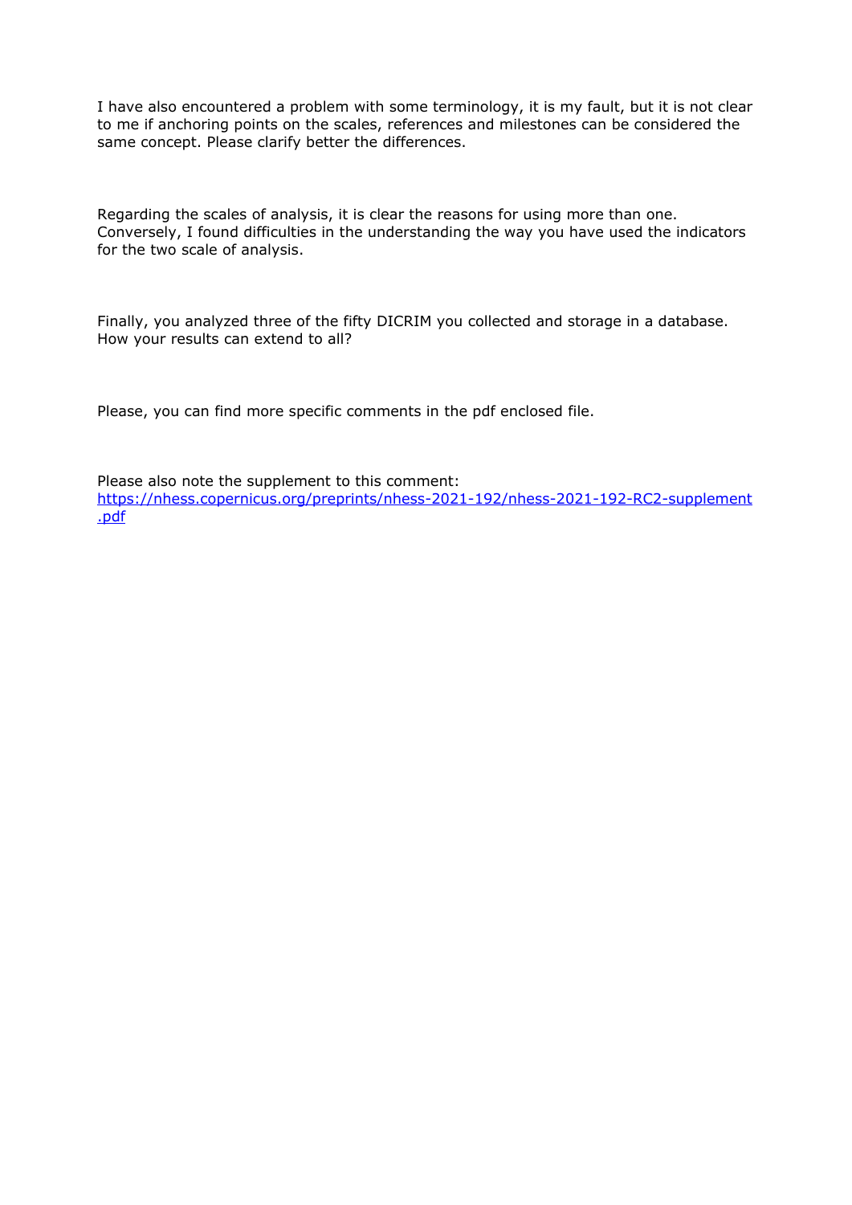I have also encountered a problem with some terminology, it is my fault, but it is not clear to me if anchoring points on the scales, references and milestones can be considered the same concept. Please clarify better the differences.

Regarding the scales of analysis, it is clear the reasons for using more than one. Conversely, I found difficulties in the understanding the way you have used the indicators for the two scale of analysis.

Finally, you analyzed three of the fifty DICRIM you collected and storage in a database. How your results can extend to all?

Please, you can find more specific comments in the pdf enclosed file.

Please also note the supplement to this comment:
https://nhess.copernicus.org/preprints/nhess-2021-192/nhess-2021-192-RC2-supplement.pdf